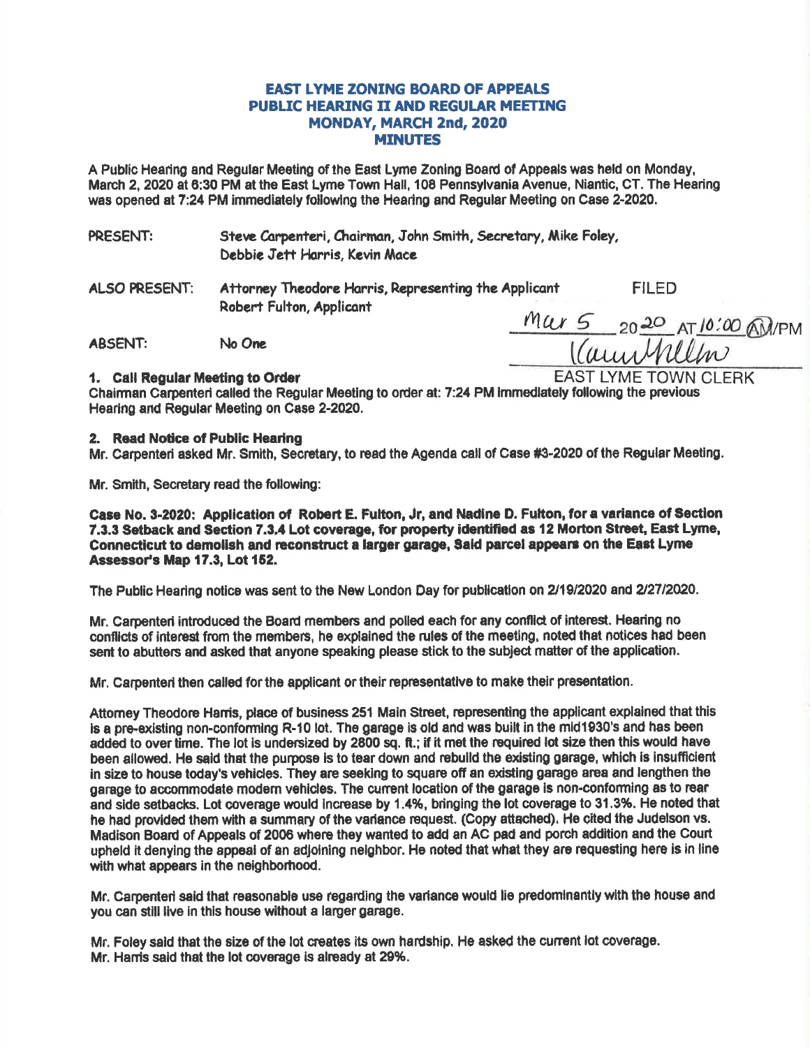# EAST LYME ZONING BOARD OF APPEALS
# PUBLIC HEARING II AND REGULAR MEETING
# MONDAY, MARCH 2nd, 2020
# MINUTES

A Public Hearing and Regular Meeting of the East Lyme Zoning Board of Appeals was held on Monday, March 2, 2020 at 6:30 PM at the East Lyme Town Hall, 108 Pennsylvania Avenue, Niantic, CT. The Hearing was opened at 7:24 PM immediately following the Hearing and Regular Meeting on Case 2-2020.

PRESENT: Steve Carpenteri, Chairman, John Smith, Secretary, Mike Foley, Debbie Jett Harris, Kevin Mace

ALSO PRESENT: Attorney Theodore Harris, Representing the Applicant
Robert Fulton, Applicant

ABSENT: No One

FILED
Mar 5 20 20 AT 10:00 AM/PM
EAST LYME TOWN CLERK

**1. Call Regular Meeting to Order**
Chairman Carpenteri called the Regular Meeting to order at: 7:24 PM immediately following the previous Hearing and Regular Meeting on Case 2-2020.

**2. Read Notice of Public Hearing**
Mr. Carpenteri asked Mr. Smith, Secretary, to read the Agenda call of Case #3-2020 of the Regular Meeting.

Mr. Smith, Secretary read the following:

**Case No. 3-2020: Application of Robert E. Fulton, Jr, and Nadine D. Fulton, for a variance of Section 7.3.3 Setback and Section 7.3.4 Lot coverage, for property identified as 12 Morton Street, East Lyme, Connecticut to demolish and reconstruct a larger garage, Said parcel appears on the East Lyme Assessor's Map 17.3, Lot 152.**

The Public Hearing notice was sent to the New London Day for publication on 2/19/2020 and 2/27/2020.

Mr. Carpenteri introduced the Board members and polled each for any conflict of interest. Hearing no conflicts of interest from the members, he explained the rules of the meeting, noted that notices had been sent to abutters and asked that anyone speaking please stick to the subject matter of the application.

Mr. Carpenteri then called for the applicant or their representative to make their presentation.

Attorney Theodore Harris, place of business 251 Main Street, representing the applicant explained that this is a pre-existing non-conforming R-10 lot. The garage is old and was built in the mid1930's and has been added to over time. The lot is undersized by 2800 sq. ft.; if it met the required lot size then this would have been allowed. He said that the purpose is to tear down and rebuild the existing garage, which is insufficient in size to house today's vehicles. They are seeking to square off an existing garage area and lengthen the garage to accommodate modern vehicles. The current location of the garage is non-conforming as to rear and side setbacks. Lot coverage would increase by 1.4%, bringing the lot coverage to 31.3%. He noted that he had provided them with a summary of the variance request. (Copy attached). He cited the Judelson vs. Madison Board of Appeals of 2006 where they wanted to add an AC pad and porch addition and the Court upheld it denying the appeal of an adjoining neighbor. He noted that what they are requesting here is in line with what appears in the neighborhood.

Mr. Carpenteri said that reasonable use regarding the variance would lie predominantly with the house and you can still live in this house without a larger garage.

Mr. Foley said that the size of the lot creates its own hardship. He asked the current lot coverage.
Mr. Harris said that the lot coverage is already at 29%.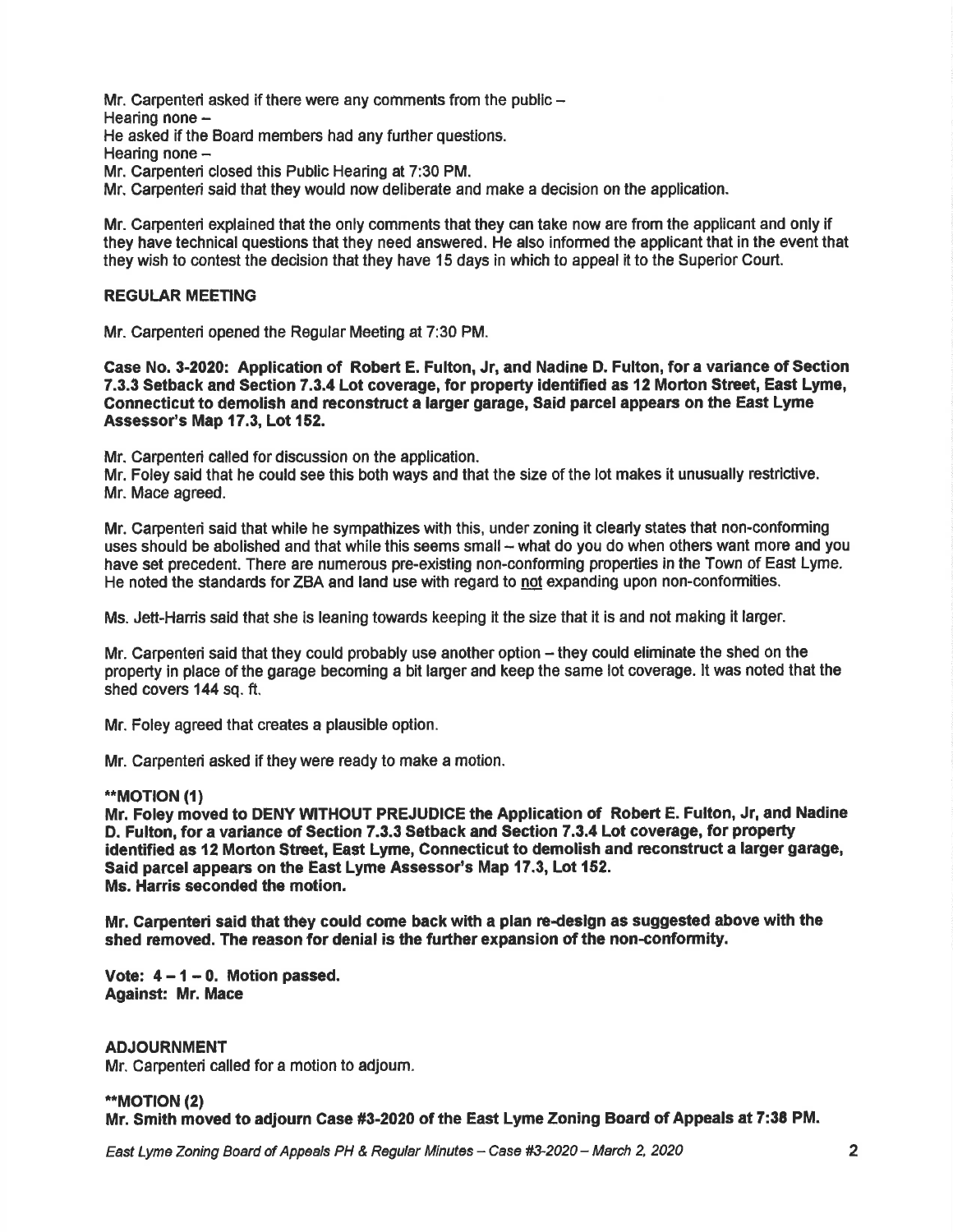Mr. Carpenteri asked if there were any comments from the public –
Hearing none –
He asked if the Board members had any further questions.
Hearing none –
Mr. Carpenteri closed this Public Hearing at 7:30 PM.
Mr. Carpenteri said that they would now deliberate and make a decision on the application.

Mr. Carpenteri explained that the only comments that they can take now are from the applicant and only if they have technical questions that they need answered. He also informed the applicant that in the event that they wish to contest the decision that they have 15 days in which to appeal it to the Superior Court.

**REGULAR MEETING**

Mr. Carpenteri opened the Regular Meeting at 7:30 PM.

**Case No. 3-2020: Application of Robert E. Fulton, Jr, and Nadine D. Fulton, for a variance of Section 7.3.3 Setback and Section 7.3.4 Lot coverage, for property identified as 12 Morton Street, East Lyme, Connecticut to demolish and reconstruct a larger garage, Said parcel appears on the East Lyme Assessor's Map 17.3, Lot 152.**

Mr. Carpenteri called for discussion on the application.
Mr. Foley said that he could see this both ways and that the size of the lot makes it unusually restrictive.
Mr. Mace agreed.

Mr. Carpenteri said that while he sympathizes with this, under zoning it clearly states that non-conforming uses should be abolished and that while this seems small – what do you do when others want more and you have set precedent. There are numerous pre-existing non-conforming properties in the Town of East Lyme. He noted the standards for ZBA and land use with regard to not expanding upon non-conformities.

Ms. Jett-Harris said that she is leaning towards keeping it the size that it is and not making it larger.

Mr. Carpenteri said that they could probably use another option – they could eliminate the shed on the property in place of the garage becoming a bit larger and keep the same lot coverage. It was noted that the shed covers 144 sq. ft.

Mr. Foley agreed that creates a plausible option.

Mr. Carpenteri asked if they were ready to make a motion.

**\*\*MOTION (1)**
**Mr. Foley moved to DENY WITHOUT PREJUDICE the Application of Robert E. Fulton, Jr, and Nadine D. Fulton, for a variance of Section 7.3.3 Setback and Section 7.3.4 Lot coverage, for property identified as 12 Morton Street, East Lyme, Connecticut to demolish and reconstruct a larger garage, Said parcel appears on the East Lyme Assessor's Map 17.3, Lot 152.**
**Ms. Harris seconded the motion.**

**Mr. Carpenteri said that they could come back with a plan re-design as suggested above with the shed removed. The reason for denial is the further expansion of the non-conformity.**

**Vote: 4 – 1 – 0. Motion passed.**
**Against: Mr. Mace**

**ADJOURNMENT**
Mr. Carpenteri called for a motion to adjourn.

**\*\*MOTION (2)**
**Mr. Smith moved to adjourn Case #3-2020 of the East Lyme Zoning Board of Appeals at 7:38 PM.**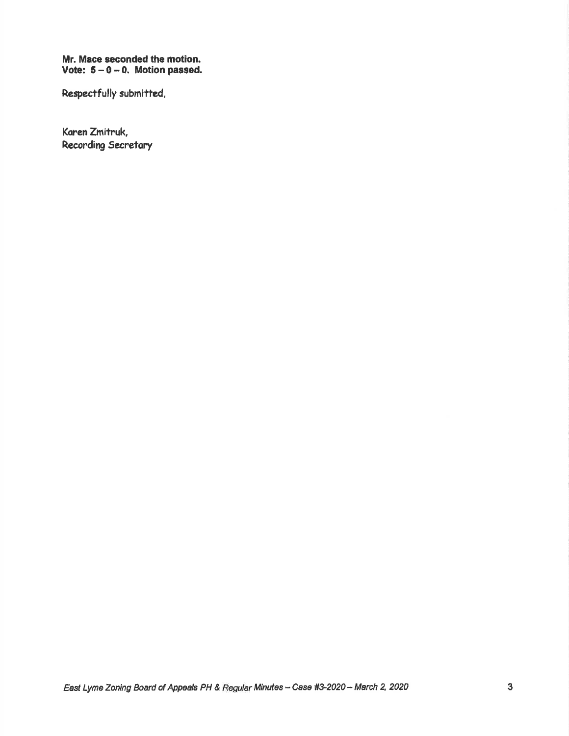**Mr. Mace seconded the motion.**
**Vote: 5 – 0 – 0. Motion passed.**

Respectfully submitted,

Karen Zmitruk,
Recording Secretary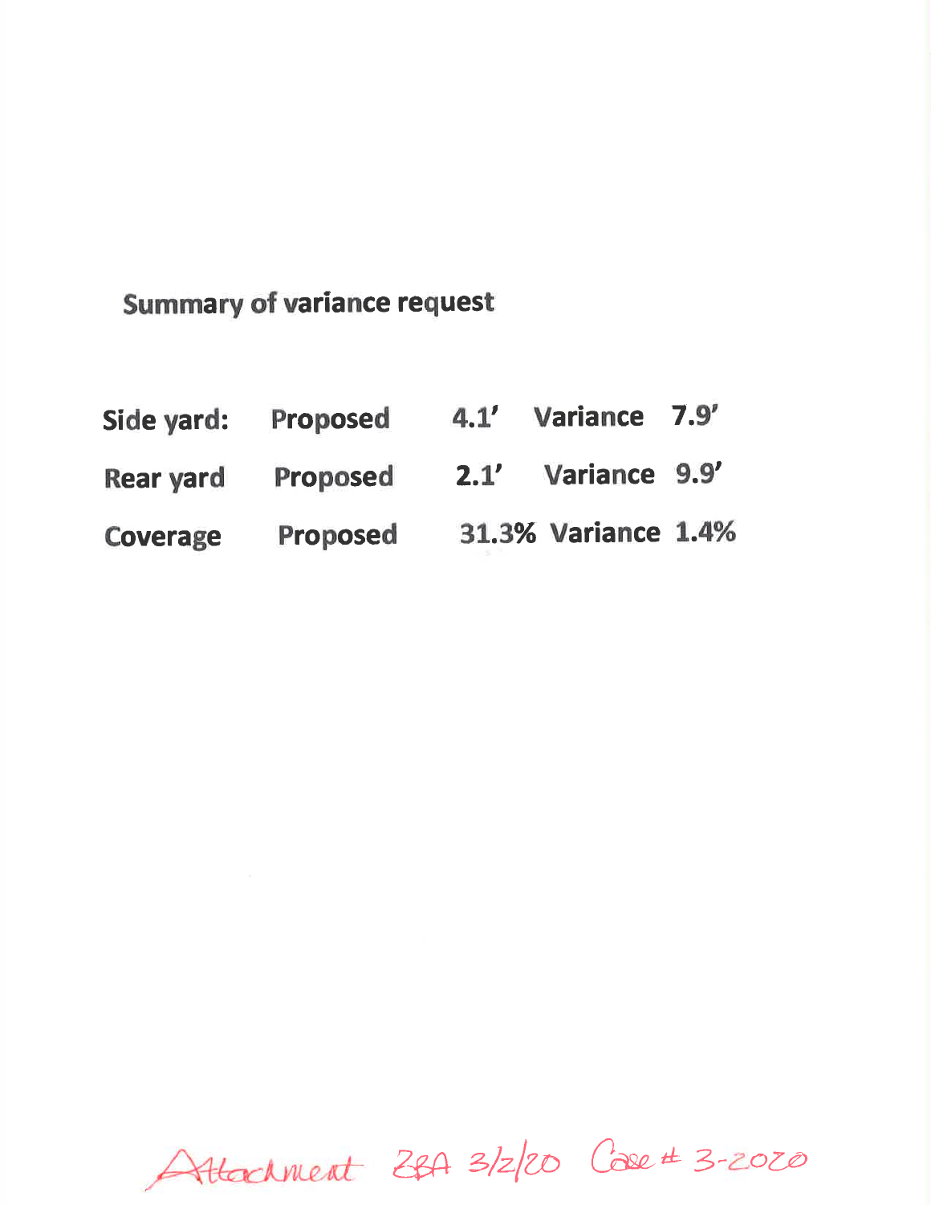**Summary of variance request**

| | | | | |
|---|---|---|---|---|
| **Side yard:** | **Proposed** | **4.1'** | **Variance** | **7.9'** |
| **Rear yard** | **Proposed** | **2.1'** | **Variance** | **9.9'** |
| **Coverage** | **Proposed** | **31.3%** | **Variance** | **1.4%** |

Attachment ZBA 3/2/20 Case # 3-2020